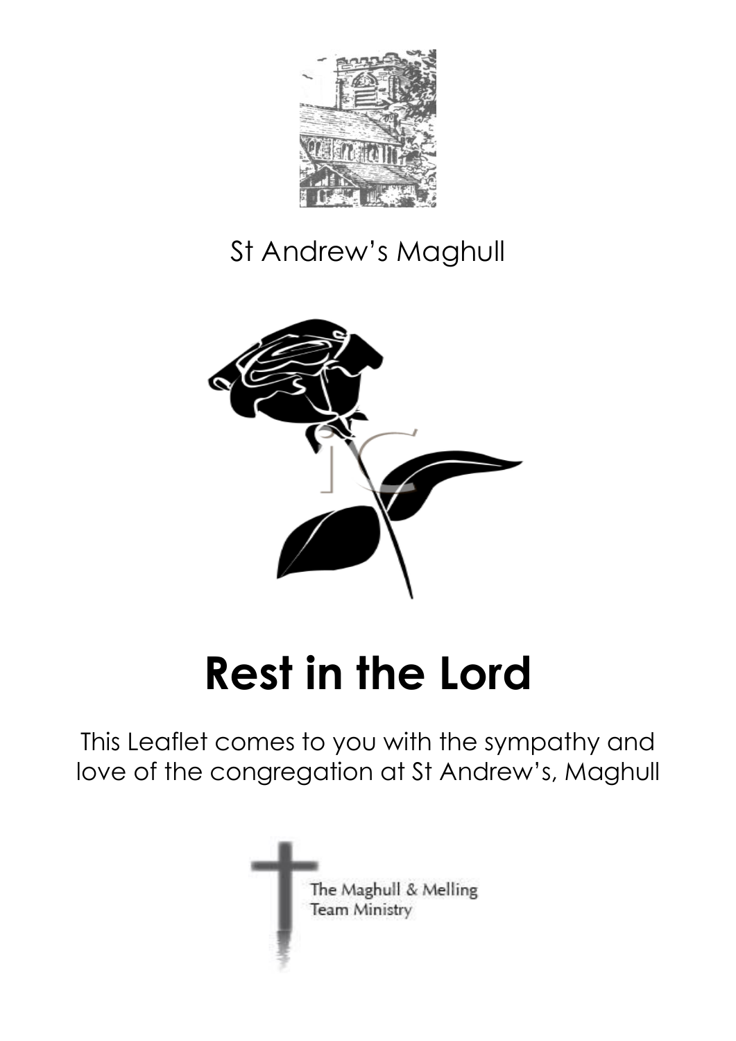St Andrew's Maghull

# Rest in the Lord

This Leaflet comes to you with the sympathy and love of the congregation at St Andrew's, Maghull

The Maghull & Melling Team Ministry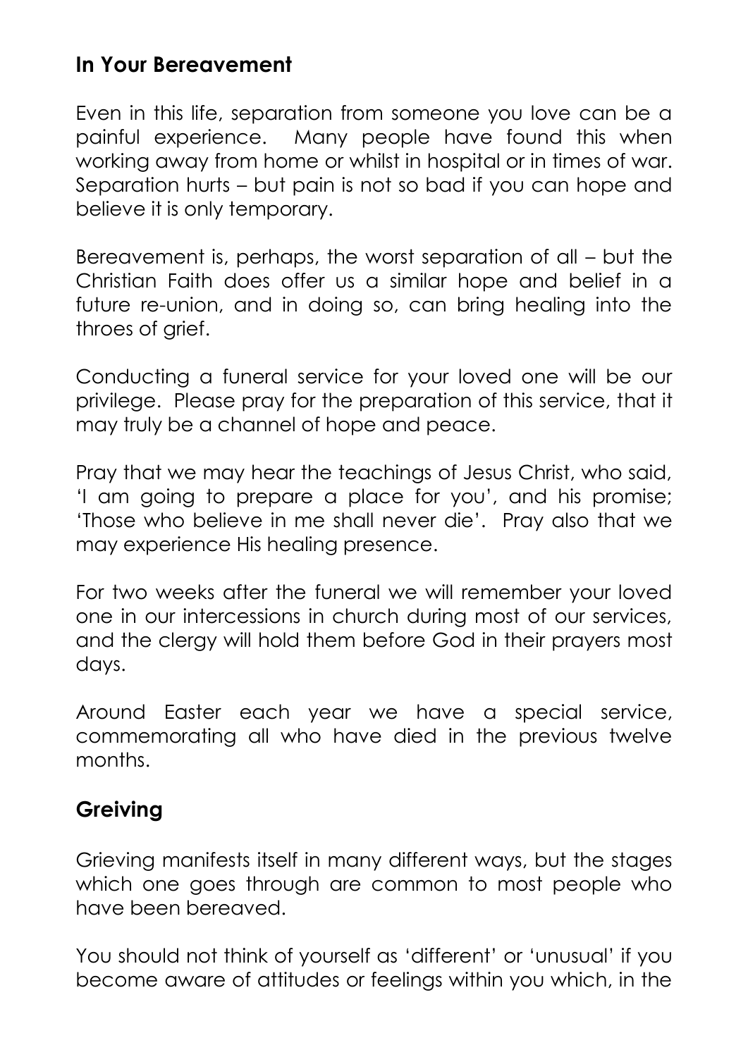## In Your Bereavement

Even in this life, separation from someone you love can be a painful experience. Many people have found this when working away from home or whilst in hospital or in times of war. Separation hurts – but pain is not so bad if you can hope and believe it is only temporary.

Bereavement is, perhaps, the worst separation of all – but the Christian Faith does offer us a similar hope and belief in a future re-union, and in doing so, can bring healing into the throes of grief.

Conducting a funeral service for your loved one will be our privilege. Please pray for the preparation of this service, that it may truly be a channel of hope and peace.

Pray that we may hear the teachings of Jesus Christ, who said, 'I am going to prepare a place for you', and his promise; 'Those who believe in me shall never die'. Pray also that we may experience His healing presence.

For two weeks after the funeral we will remember your loved one in our intercessions in church during most of our services, and the clergy will hold them before God in their prayers most days.

Around Easter each year we have a special service, commemorating all who have died in the previous twelve months.

## Greiving

Grieving manifests itself in many different ways, but the stages which one goes through are common to most people who have been bereaved.

You should not think of yourself as 'different' or 'unusual' if you become aware of attitudes or feelings within you which, in the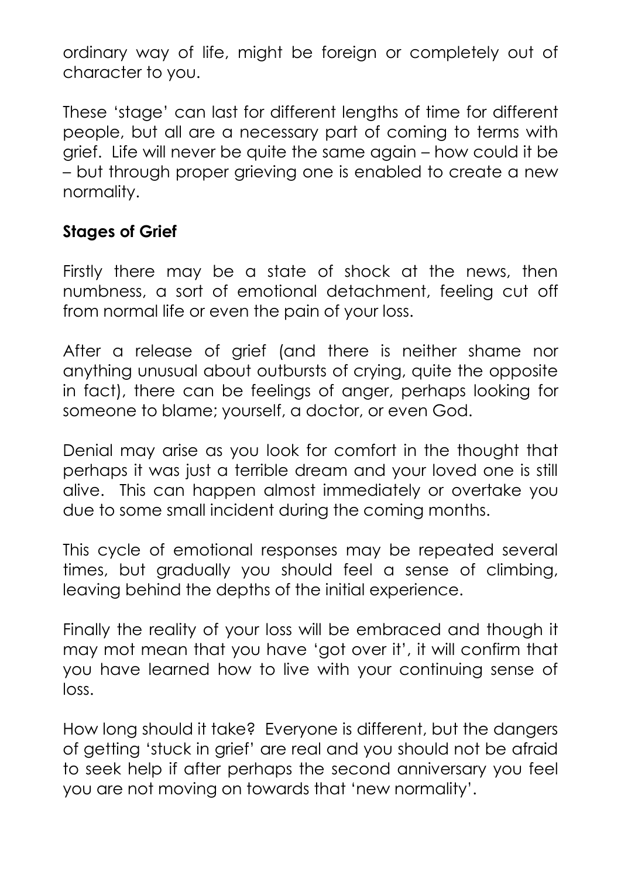ordinary way of life, might be foreign or completely out of character to you.

These 'stage' can last for different lengths of time for different people, but all are a necessary part of coming to terms with grief. Life will never be quite the same again – how could it be – but through proper grieving one is enabled to create a new normality.

**Stages of Grief**

Firstly there may be a state of shock at the news, then numbness, a sort of emotional detachment, feeling cut off from normal life or even the pain of your loss.

After a release of grief (and there is neither shame nor anything unusual about outbursts of crying, quite the opposite in fact), there can be feelings of anger, perhaps looking for someone to blame; yourself, a doctor, or even God.

Denial may arise as you look for comfort in the thought that perhaps it was just a terrible dream and your loved one is still alive. This can happen almost immediately or overtake you due to some small incident during the coming months.

This cycle of emotional responses may be repeated several times, but gradually you should feel a sense of climbing, leaving behind the depths of the initial experience.

Finally the reality of your loss will be embraced and though it may mot mean that you have 'got over it', it will confirm that you have learned how to live with your continuing sense of loss.

How long should it take? Everyone is different, but the dangers of getting 'stuck in grief' are real and you should not be afraid to seek help if after perhaps the second anniversary you feel you are not moving on towards that 'new normality'.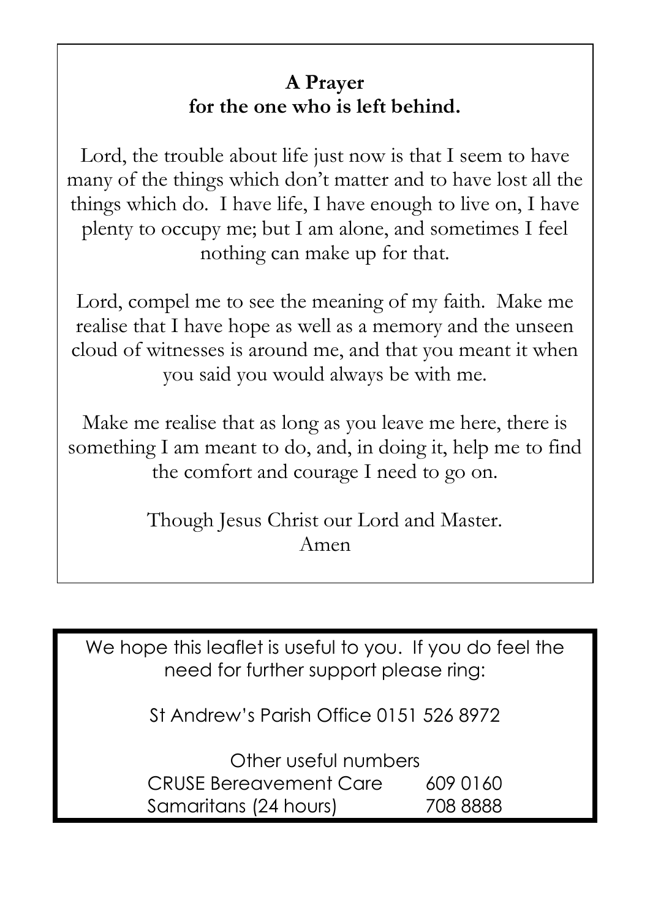**A Prayer**
**for the one who is left behind.**

Lord, the trouble about life just now is that I seem to have many of the things which don't matter and to have lost all the things which do. I have life, I have enough to live on, I have plenty to occupy me; but I am alone, and sometimes I feel nothing can make up for that.

Lord, compel me to see the meaning of my faith. Make me realise that I have hope as well as a memory and the unseen cloud of witnesses is around me, and that you meant it when you said you would always be with me.

Make me realise that as long as you leave me here, there is something I am meant to do, and, in doing it, help me to find the comfort and courage I need to go on.

Though Jesus Christ our Lord and Master.
Amen

We hope this leaflet is useful to you. If you do feel the need for further support please ring:

St Andrew's Parish Office 0151 526 8972

Other useful numbers

| | |
|---|---|
| CRUSE Bereavement Care | 609 0160 |
| Samaritans (24 hours) | 708 8888 |